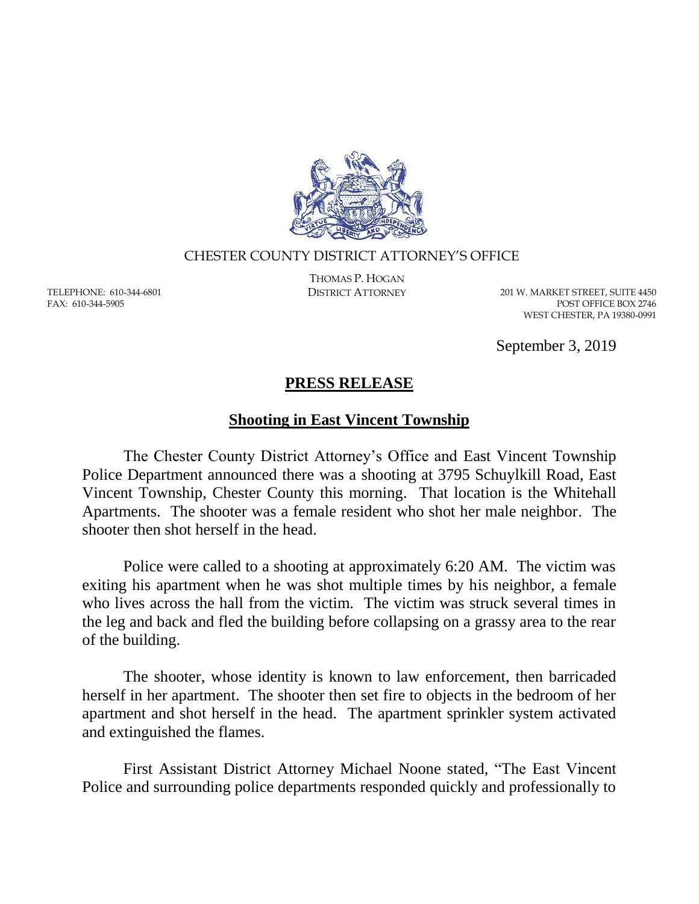CHESTER COUNTY DISTRICT ATTORNEY'S OFFICE

THOMAS P. HOGAN
DISTRICT ATTORNEY

TELEPHONE: 610-344-6801
FAX: 610-344-5905

201 W. MARKET STREET, SUITE 4450
POST OFFICE BOX 2746
WEST CHESTER, PA 19380-0991

September 3, 2019

# PRESS RELEASE

## Shooting in East Vincent Township

The Chester County District Attorney's Office and East Vincent Township Police Department announced there was a shooting at 3795 Schuylkill Road, East Vincent Township, Chester County this morning. That location is the Whitehall Apartments. The shooter was a female resident who shot her male neighbor. The shooter then shot herself in the head.

Police were called to a shooting at approximately 6:20 AM. The victim was exiting his apartment when he was shot multiple times by his neighbor, a female who lives across the hall from the victim. The victim was struck several times in the leg and back and fled the building before collapsing on a grassy area to the rear of the building.

The shooter, whose identity is known to law enforcement, then barricaded herself in her apartment. The shooter then set fire to objects in the bedroom of her apartment and shot herself in the head. The apartment sprinkler system activated and extinguished the flames.

First Assistant District Attorney Michael Noone stated, "The East Vincent Police and surrounding police departments responded quickly and professionally to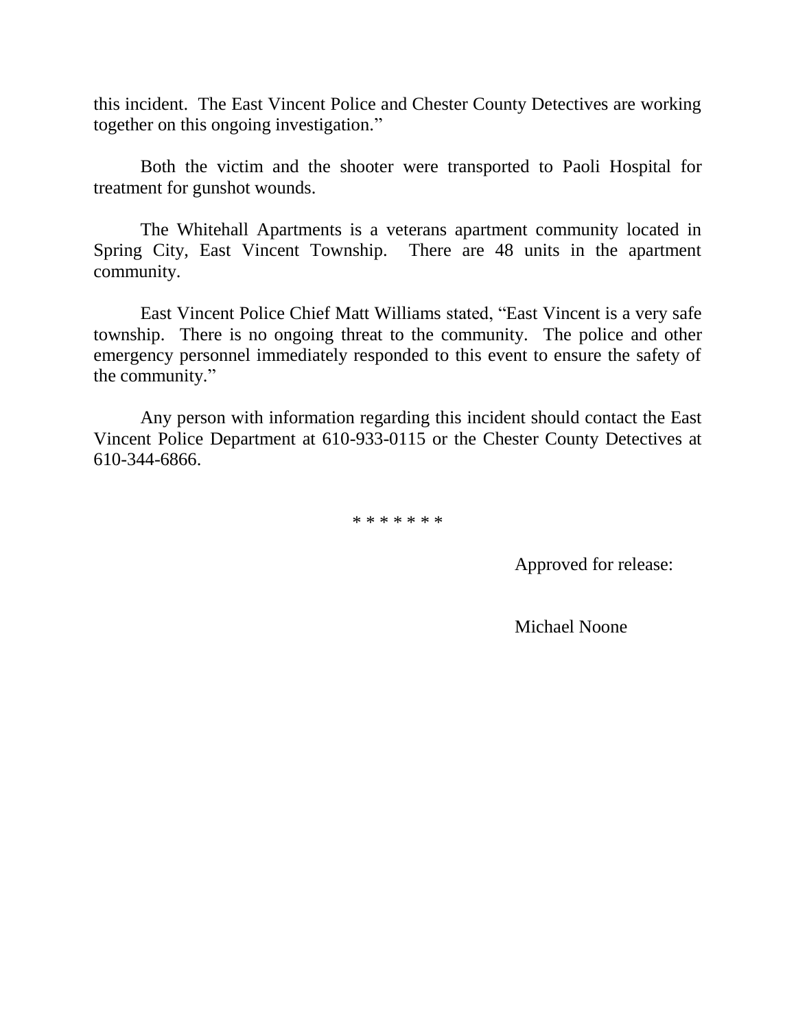this incident. The East Vincent Police and Chester County Detectives are working together on this ongoing investigation."

Both the victim and the shooter were transported to Paoli Hospital for treatment for gunshot wounds.

The Whitehall Apartments is a veterans apartment community located in Spring City, East Vincent Township. There are 48 units in the apartment community.

East Vincent Police Chief Matt Williams stated, "East Vincent is a very safe township. There is no ongoing threat to the community. The police and other emergency personnel immediately responded to this event to ensure the safety of the community."

Any person with information regarding this incident should contact the East Vincent Police Department at 610-933-0115 or the Chester County Detectives at 610-344-6866.

* * * * * * *

Approved for release:

Michael Noone